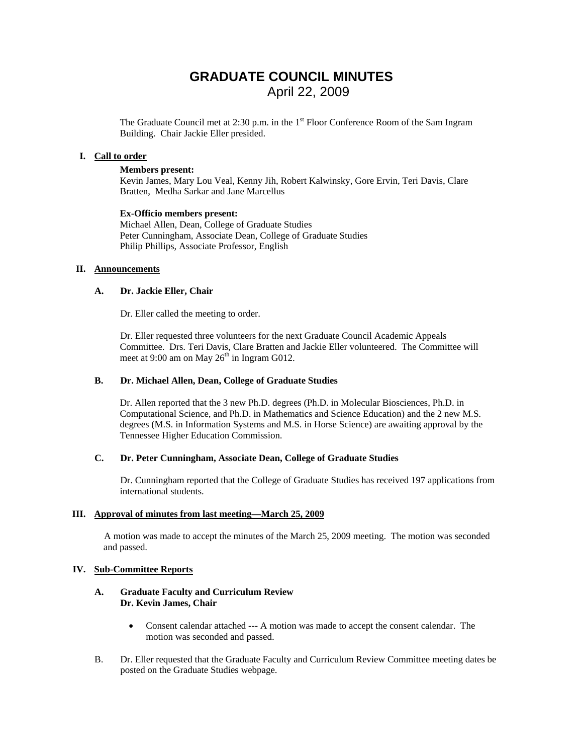# GRADUATE COUNCIL MINUTES

April 22, 2009

The Graduate Council met at 2:30 p.m. in the 1st Floor Conference Room of the Sam Ingram Building. Chair Jackie Eller presided.

## I. Call to order

**Members present:**
Kevin James, Mary Lou Veal, Kenny Jih, Robert Kalwinsky, Gore Ervin, Teri Davis, Clare Bratten, Medha Sarkar and Jane Marcellus

**Ex-Officio members present:**
Michael Allen, Dean, College of Graduate Studies
Peter Cunningham, Associate Dean, College of Graduate Studies
Philip Phillips, Associate Professor, English

## II. Announcements

### A. Dr. Jackie Eller, Chair

Dr. Eller called the meeting to order.

Dr. Eller requested three volunteers for the next Graduate Council Academic Appeals Committee. Drs. Teri Davis, Clare Bratten and Jackie Eller volunteered. The Committee will meet at 9:00 am on May 26th in Ingram G012.

### B. Dr. Michael Allen, Dean, College of Graduate Studies

Dr. Allen reported that the 3 new Ph.D. degrees (Ph.D. in Molecular Biosciences, Ph.D. in Computational Science, and Ph.D. in Mathematics and Science Education) and the 2 new M.S. degrees (M.S. in Information Systems and M.S. in Horse Science) are awaiting approval by the Tennessee Higher Education Commission.

### C. Dr. Peter Cunningham, Associate Dean, College of Graduate Studies

Dr. Cunningham reported that the College of Graduate Studies has received 197 applications from international students.

## III. Approval of minutes from last meeting—March 25, 2009

A motion was made to accept the minutes of the March 25, 2009 meeting. The motion was seconded and passed.

## IV. Sub-Committee Reports

### A. Graduate Faculty and Curriculum Review
**Dr. Kevin James, Chair**

- Consent calendar attached --- A motion was made to accept the consent calendar. The motion was seconded and passed.

B. Dr. Eller requested that the Graduate Faculty and Curriculum Review Committee meeting dates be posted on the Graduate Studies webpage.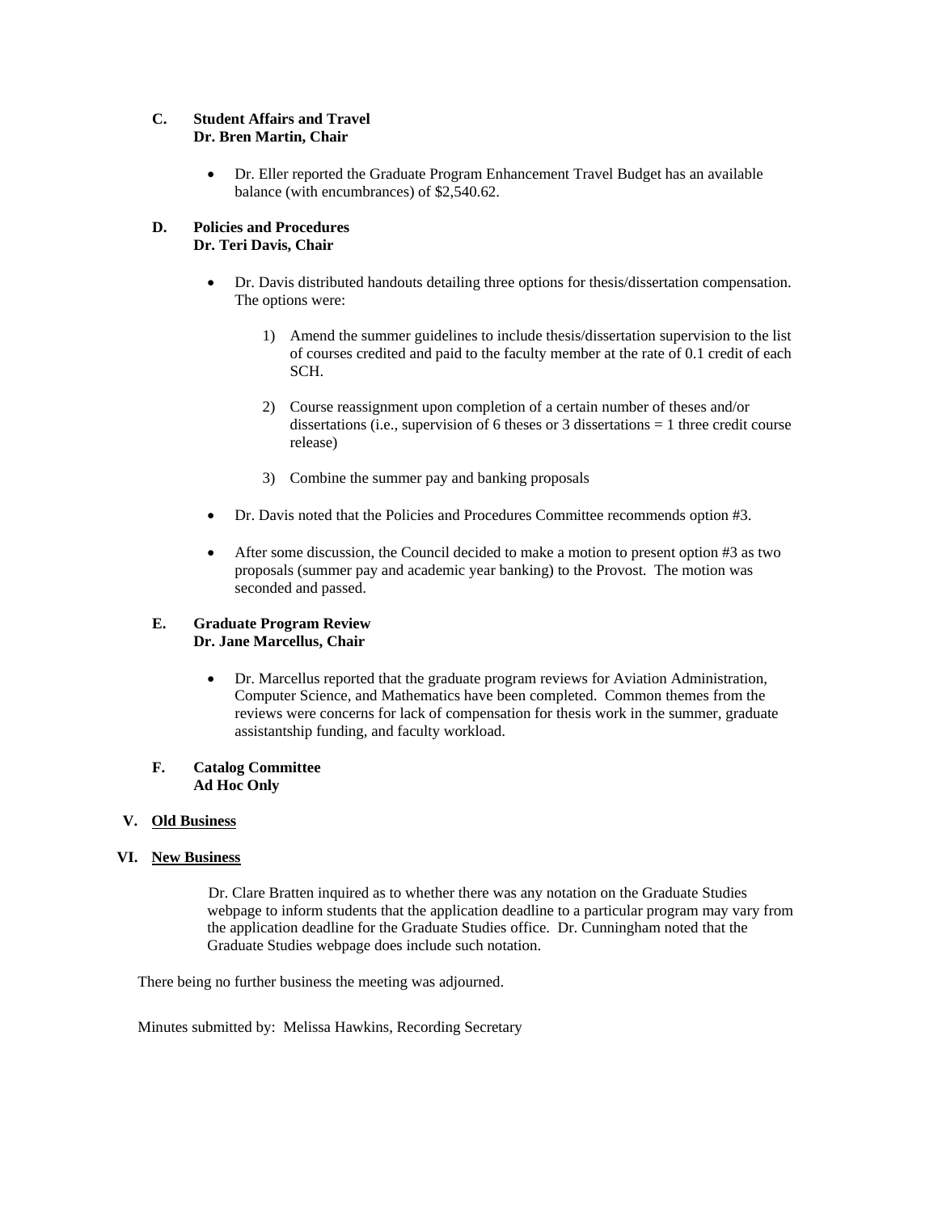**C. Student Affairs and Travel**
**Dr. Bren Martin, Chair**

- Dr. Eller reported the Graduate Program Enhancement Travel Budget has an available balance (with encumbrances) of $2,540.62.

**D. Policies and Procedures**
**Dr. Teri Davis, Chair**

- Dr. Davis distributed handouts detailing three options for thesis/dissertation compensation. The options were:

    1) Amend the summer guidelines to include thesis/dissertation supervision to the list of courses credited and paid to the faculty member at the rate of 0.1 credit of each SCH.

    2) Course reassignment upon completion of a certain number of theses and/or dissertations (i.e., supervision of 6 theses or 3 dissertations = 1 three credit course release)

    3) Combine the summer pay and banking proposals

- Dr. Davis noted that the Policies and Procedures Committee recommends option #3.

- After some discussion, the Council decided to make a motion to present option #3 as two proposals (summer pay and academic year banking) to the Provost. The motion was seconded and passed.

**E. Graduate Program Review**
**Dr. Jane Marcellus, Chair**

- Dr. Marcellus reported that the graduate program reviews for Aviation Administration, Computer Science, and Mathematics have been completed. Common themes from the reviews were concerns for lack of compensation for thesis work in the summer, graduate assistantship funding, and faculty workload.

**F. Catalog Committee**
**Ad Hoc Only**

## V. Old Business

## VI. New Business

Dr. Clare Bratten inquired as to whether there was any notation on the Graduate Studies webpage to inform students that the application deadline to a particular program may vary from the application deadline for the Graduate Studies office. Dr. Cunningham noted that the Graduate Studies webpage does include such notation.

There being no further business the meeting was adjourned.

Minutes submitted by: Melissa Hawkins, Recording Secretary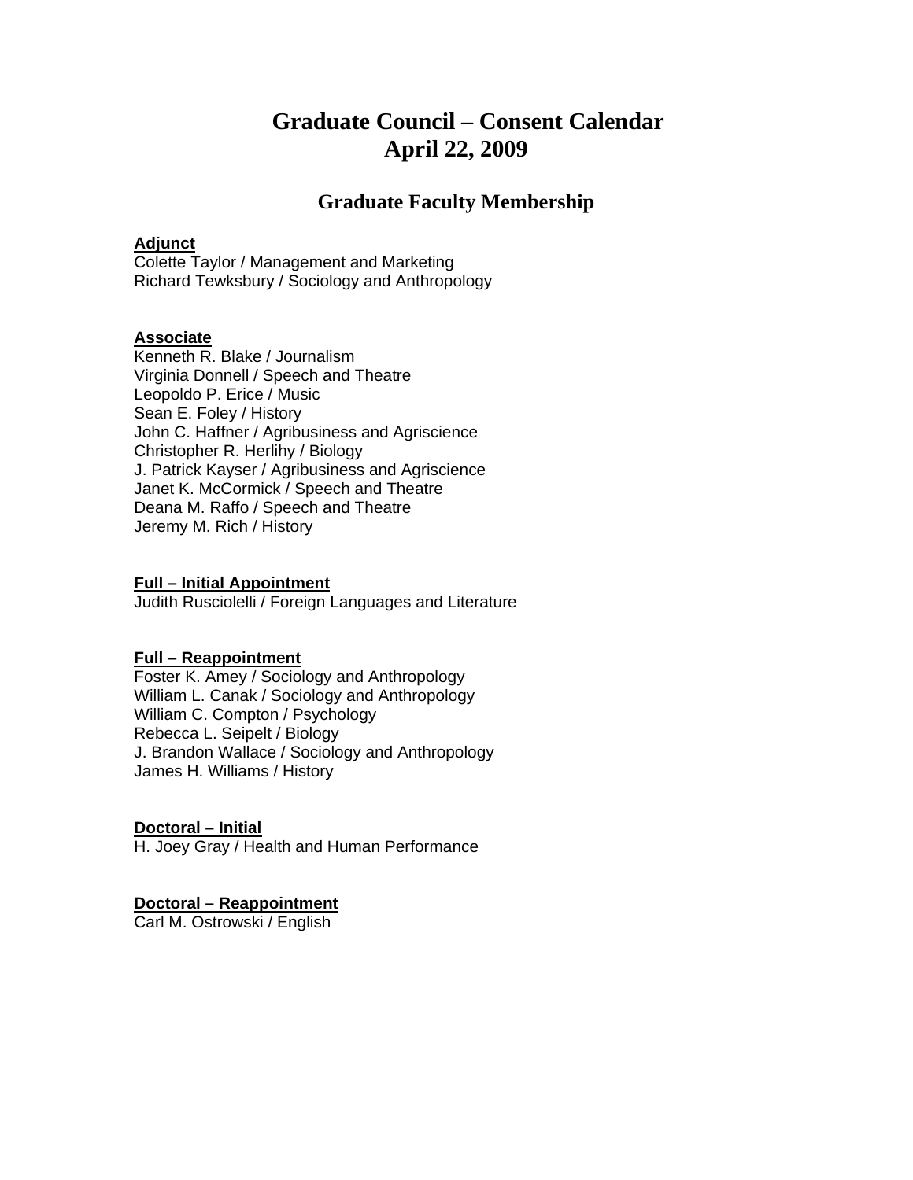# Graduate Council – Consent Calendar
# April 22, 2009

## Graduate Faculty Membership

**Adjunct**
Colette Taylor / Management and Marketing
Richard Tewksbury / Sociology and Anthropology

**Associate**
Kenneth R. Blake / Journalism
Virginia Donnell / Speech and Theatre
Leopoldo P. Erice / Music
Sean E. Foley / History
John C. Haffner / Agribusiness and Agriscience
Christopher R. Herlihy / Biology
J. Patrick Kayser / Agribusiness and Agriscience
Janet K. McCormick / Speech and Theatre
Deana M. Raffo / Speech and Theatre
Jeremy M. Rich / History

**Full – Initial Appointment**
Judith Rusciolelli / Foreign Languages and Literature

**Full – Reappointment**
Foster K. Amey / Sociology and Anthropology
William L. Canak / Sociology and Anthropology
William C. Compton / Psychology
Rebecca L. Seipelt / Biology
J. Brandon Wallace / Sociology and Anthropology
James H. Williams / History

**Doctoral – Initial**
H. Joey Gray / Health and Human Performance

**Doctoral – Reappointment**
Carl M. Ostrowski / English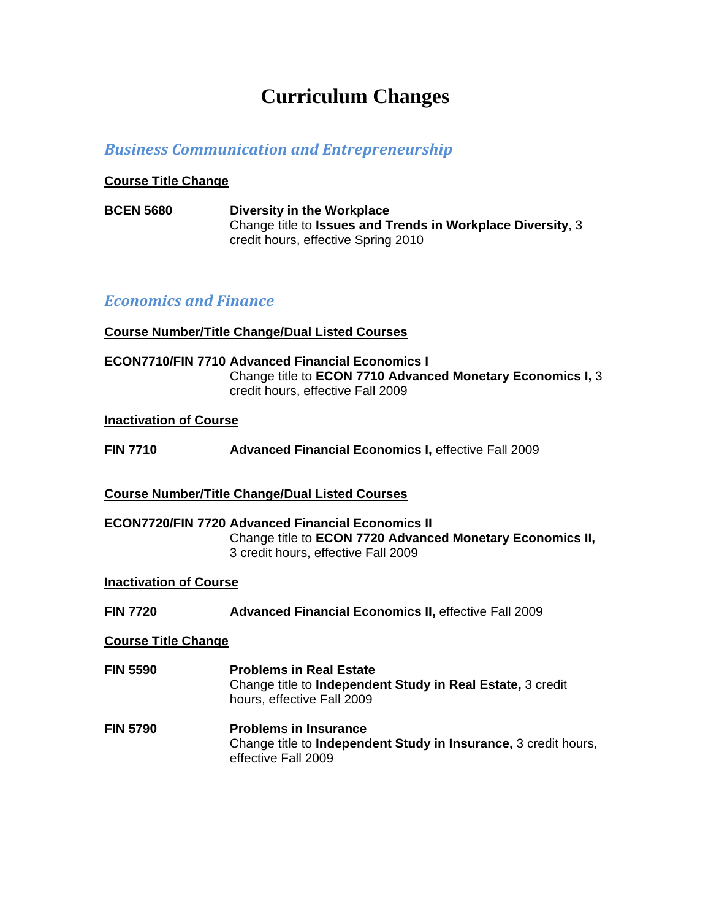# Curriculum Changes

## *Business Communication and Entrepreneurship*

**Course Title Change**

**BCEN 5680** **Diversity in the Workplace**
Change title to **Issues and Trends in Workplace Diversity**, 3 credit hours, effective Spring 2010

## *Economics and Finance*

**Course Number/Title Change/Dual Listed Courses**

**ECON7710/FIN 7710** **Advanced Financial Economics I**
Change title to **ECON 7710 Advanced Monetary Economics I,** 3 credit hours, effective Fall 2009

**Inactivation of Course**

**FIN 7710** **Advanced Financial Economics I,** effective Fall 2009

**Course Number/Title Change/Dual Listed Courses**

**ECON7720/FIN 7720** **Advanced Financial Economics II**
Change title to **ECON 7720 Advanced Monetary Economics II,** 3 credit hours, effective Fall 2009

**Inactivation of Course**

**FIN 7720** **Advanced Financial Economics II,** effective Fall 2009

**Course Title Change**

**FIN 5590** **Problems in Real Estate**
Change title to **Independent Study in Real Estate,** 3 credit hours, effective Fall 2009

**FIN 5790** **Problems in Insurance**
Change title to **Independent Study in Insurance,** 3 credit hours, effective Fall 2009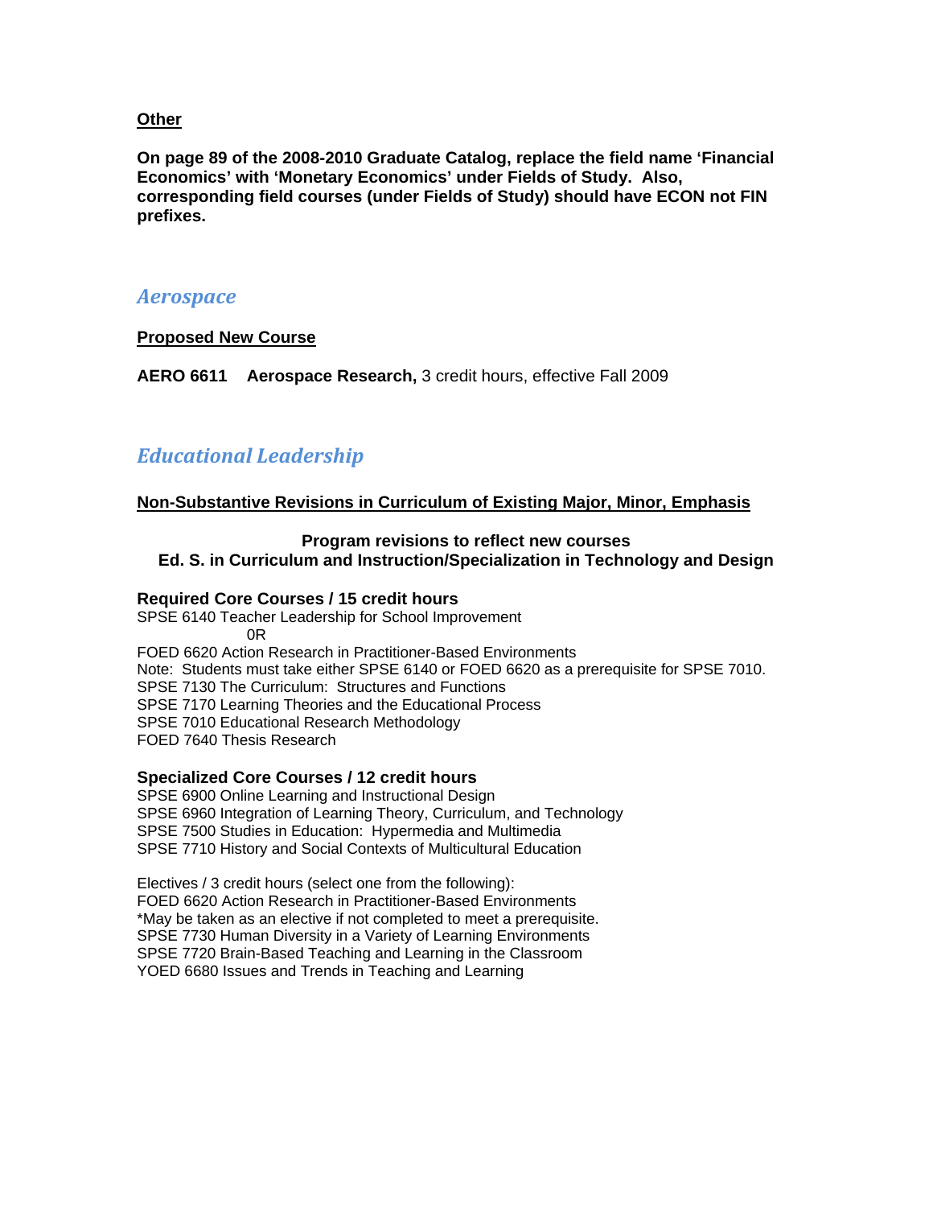**Other**

**On page 89 of the 2008-2010 Graduate Catalog, replace the field name 'Financial Economics' with 'Monetary Economics' under Fields of Study. Also, corresponding field courses (under Fields of Study) should have ECON not FIN prefixes.**

## *Aerospace*

**Proposed New Course**

**AERO 6611 Aerospace Research,** 3 credit hours, effective Fall 2009

## *Educational Leadership*

**Non-Substantive Revisions in Curriculum of Existing Major, Minor, Emphasis**

**Program revisions to reflect new courses**
**Ed. S. in Curriculum and Instruction/Specialization in Technology and Design**

**Required Core Courses / 15 credit hours**

SPSE 6140 Teacher Leadership for School Improvement
0R
FOED 6620 Action Research in Practitioner-Based Environments
Note: Students must take either SPSE 6140 or FOED 6620 as a prerequisite for SPSE 7010.
SPSE 7130 The Curriculum: Structures and Functions
SPSE 7170 Learning Theories and the Educational Process
SPSE 7010 Educational Research Methodology
FOED 7640 Thesis Research

**Specialized Core Courses / 12 credit hours**

SPSE 6900 Online Learning and Instructional Design
SPSE 6960 Integration of Learning Theory, Curriculum, and Technology
SPSE 7500 Studies in Education: Hypermedia and Multimedia
SPSE 7710 History and Social Contexts of Multicultural Education

Electives / 3 credit hours (select one from the following):
FOED 6620 Action Research in Practitioner-Based Environments
*May be taken as an elective if not completed to meet a prerequisite.
SPSE 7730 Human Diversity in a Variety of Learning Environments
SPSE 7720 Brain-Based Teaching and Learning in the Classroom
YOED 6680 Issues and Trends in Teaching and Learning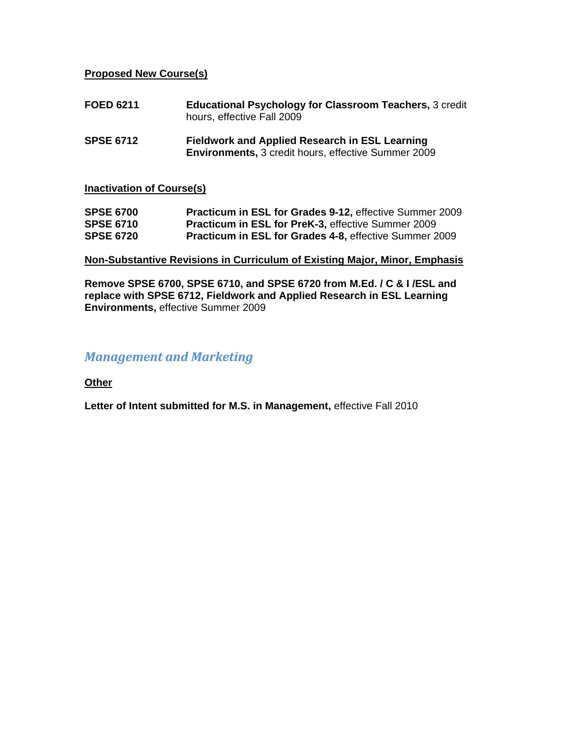**Proposed New Course(s)**

**FOED 6211** **Educational Psychology for Classroom Teachers,** 3 credit hours, effective Fall 2009

**SPSE 6712** **Fieldwork and Applied Research in ESL Learning Environments,** 3 credit hours, effective Summer 2009

**Inactivation of Course(s)**

**SPSE 6700** **Practicum in ESL for Grades 9-12,** effective Summer 2009
**SPSE 6710** **Practicum in ESL for PreK-3,** effective Summer 2009
**SPSE 6720** **Practicum in ESL for Grades 4-8,** effective Summer 2009

**Non-Substantive Revisions in Curriculum of Existing Major, Minor, Emphasis**

**Remove SPSE 6700, SPSE 6710, and SPSE 6720 from M.Ed. / C & I /ESL and replace with SPSE 6712, Fieldwork and Applied Research in ESL Learning Environments,** effective Summer 2009

## *Management and Marketing*

**Other**

**Letter of Intent submitted for M.S. in Management,** effective Fall 2010